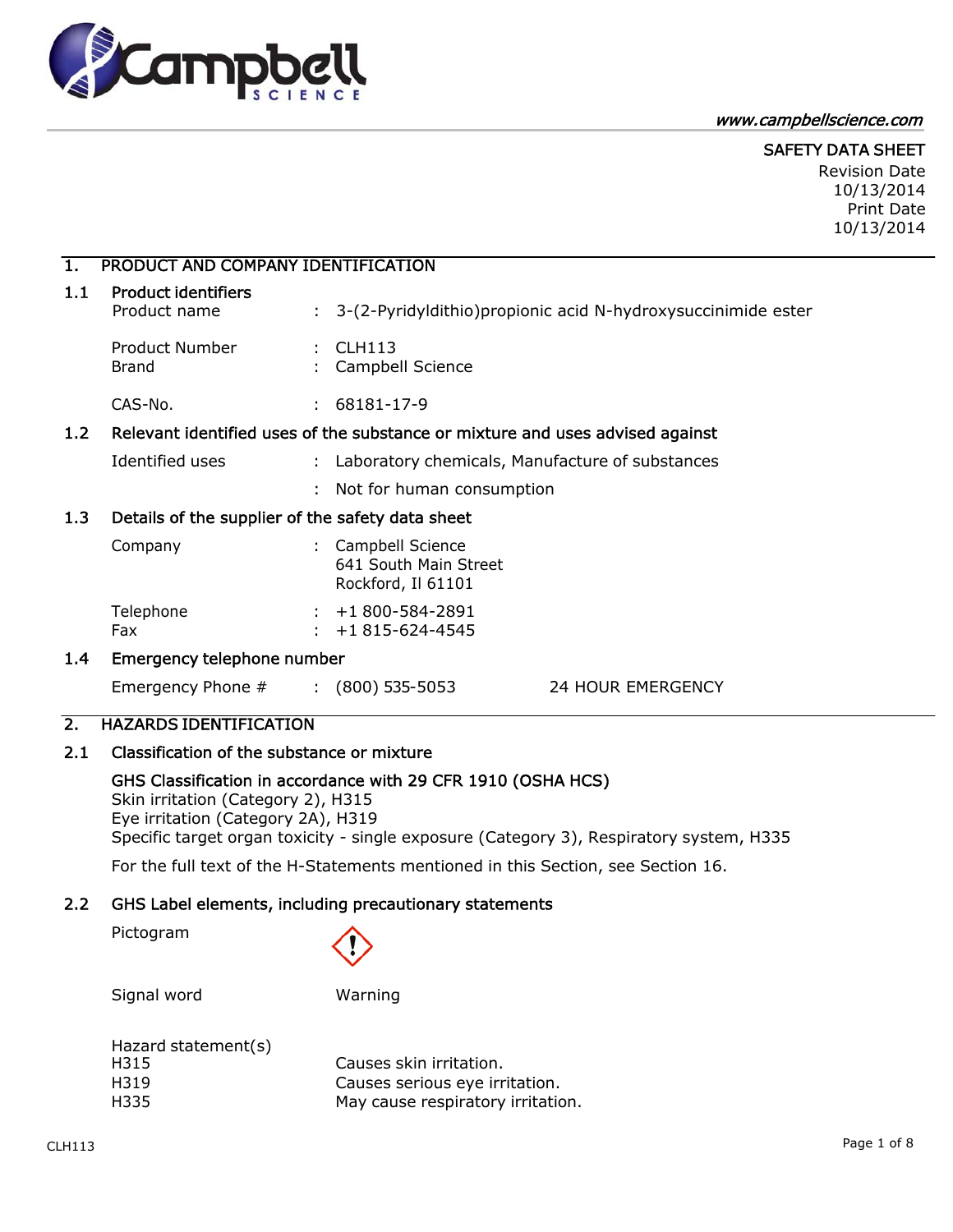www.campbellscience.com

SAFETY DATA SHEET
Revision Date
10/13/2014
Print Date
10/13/2014

## 1. PRODUCT AND COMPANY IDENTIFICATION

### 1.1 Product identifiers

| | | |
|---|---|---|
| Product name | : | 3-(2-Pyridyldithio)propionic acid N-hydroxysuccinimide ester |
| Product Number | : | CLH113 |
| Brand | : | Campbell Science |
| CAS-No. | : | 68181-17-9 |

### 1.2 Relevant identified uses of the substance or mixture and uses advised against

| | | |
|---|---|---|
| Identified uses | : | Laboratory chemicals, Manufacture of substances |
| | : | Not for human consumption |

### 1.3 Details of the supplier of the safety data sheet

| | | |
|---|---|---|
| Company | : | Campbell Science<br>641 South Main Street<br>Rockford, Il 61101 |
| Telephone | : | +1 800-584-2891 |
| Fax | : | +1 815-624-4545 |

### 1.4 Emergency telephone number

| | | | |
|---|---|---|---|
| Emergency Phone # | : | (800) 535-5053 | 24 HOUR EMERGENCY |

## 2. HAZARDS IDENTIFICATION

### 2.1 Classification of the substance or mixture

**GHS Classification in accordance with 29 CFR 1910 (OSHA HCS)**
Skin irritation (Category 2), H315
Eye irritation (Category 2A), H319
Specific target organ toxicity - single exposure (Category 3), Respiratory system, H335

For the full text of the H-Statements mentioned in this Section, see Section 16.

### 2.2 GHS Label elements, including precautionary statements

Pictogram

Signal word: Warning

Hazard statement(s)

| | |
|---|---|
| H315 | Causes skin irritation. |
| H319 | Causes serious eye irritation. |
| H335 | May cause respiratory irritation. |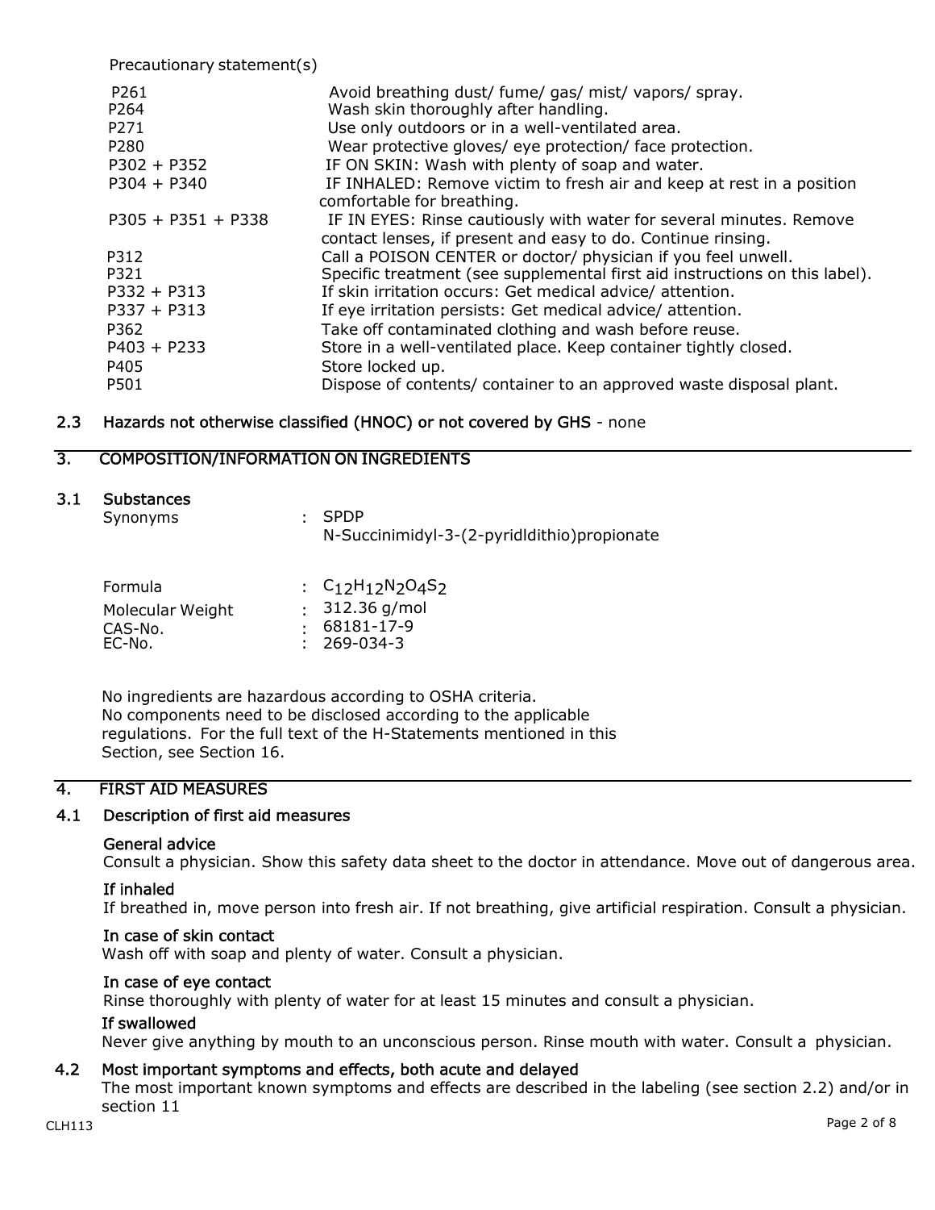Precautionary statement(s)

| | |
|---|---|
| P261 | Avoid breathing dust/ fume/ gas/ mist/ vapors/ spray. |
| P264 | Wash skin thoroughly after handling. |
| P271 | Use only outdoors or in a well-ventilated area. |
| P280 | Wear protective gloves/ eye protection/ face protection. |
| P302 + P352 | IF ON SKIN: Wash with plenty of soap and water. |
| P304 + P340 | IF INHALED: Remove victim to fresh air and keep at rest in a position comfortable for breathing. |
| P305 + P351 + P338 | IF IN EYES: Rinse cautiously with water for several minutes. Remove contact lenses, if present and easy to do. Continue rinsing. |
| P312 | Call a POISON CENTER or doctor/ physician if you feel unwell. |
| P321 | Specific treatment (see supplemental first aid instructions on this label). |
| P332 + P313 | If skin irritation occurs: Get medical advice/ attention. |
| P337 + P313 | If eye irritation persists: Get medical advice/ attention. |
| P362 | Take off contaminated clothing and wash before reuse. |
| P403 + P233 | Store in a well-ventilated place. Keep container tightly closed. |
| P405 | Store locked up. |
| P501 | Dispose of contents/ container to an approved waste disposal plant. |

### 2.3 Hazards not otherwise classified (HNOC) or not covered by GHS - none

## 3. COMPOSITION/INFORMATION ON INGREDIENTS

### 3.1 Substances

Synonyms : SPDP
N-Succinimidyl-3-(2-pyridldithio)propionate

Formula : $C_{12}H_{12}N_2O_4S_2$
Molecular Weight : 312.36 g/mol
CAS-No. : 68181-17-9
EC-No. : 269-034-3

No ingredients are hazardous according to OSHA criteria.
No components need to be disclosed according to the applicable regulations. For the full text of the H-Statements mentioned in this Section, see Section 16.

## 4. FIRST AID MEASURES

### 4.1 Description of first aid measures

**General advice**
Consult a physician. Show this safety data sheet to the doctor in attendance. Move out of dangerous area.

**If inhaled**
If breathed in, move person into fresh air. If not breathing, give artificial respiration. Consult a physician.

**In case of skin contact**
Wash off with soap and plenty of water. Consult a physician.

**In case of eye contact**
Rinse thoroughly with plenty of water for at least 15 minutes and consult a physician.

**If swallowed**
Never give anything by mouth to an unconscious person. Rinse mouth with water. Consult a physician.

### 4.2 Most important symptoms and effects, both acute and delayed

The most important known symptoms and effects are described in the labeling (see section 2.2) and/or in section 11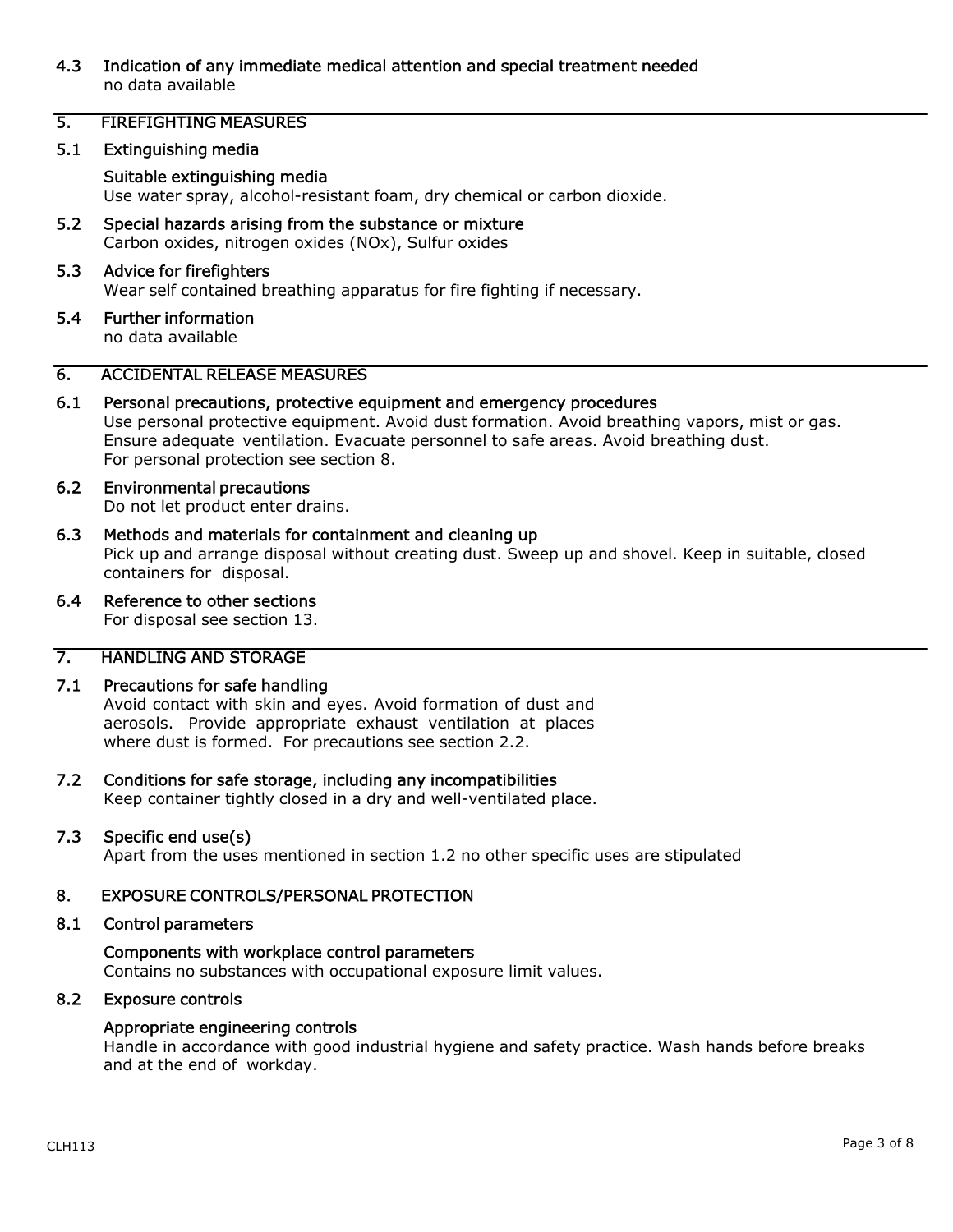### 4.3 Indication of any immediate medical attention and special treatment needed

no data available

## 5. FIREFIGHTING MEASURES

### 5.1 Extinguishing media

**Suitable extinguishing media**

Use water spray, alcohol-resistant foam, dry chemical or carbon dioxide.

### 5.2 Special hazards arising from the substance or mixture

Carbon oxides, nitrogen oxides (NOx), Sulfur oxides

### 5.3 Advice for firefighters

Wear self contained breathing apparatus for fire fighting if necessary.

### 5.4 Further information

no data available

## 6. ACCIDENTAL RELEASE MEASURES

### 6.1 Personal precautions, protective equipment and emergency procedures

Use personal protective equipment. Avoid dust formation. Avoid breathing vapors, mist or gas. Ensure adequate ventilation. Evacuate personnel to safe areas. Avoid breathing dust. For personal protection see section 8.

### 6.2 Environmental precautions

Do not let product enter drains.

### 6.3 Methods and materials for containment and cleaning up

Pick up and arrange disposal without creating dust. Sweep up and shovel. Keep in suitable, closed containers for disposal.

### 6.4 Reference to other sections

For disposal see section 13.

## 7. HANDLING AND STORAGE

### 7.1 Precautions for safe handling

Avoid contact with skin and eyes. Avoid formation of dust and aerosols. Provide appropriate exhaust ventilation at places where dust is formed. For precautions see section 2.2.

### 7.2 Conditions for safe storage, including any incompatibilities

Keep container tightly closed in a dry and well-ventilated place.

### 7.3 Specific end use(s)

Apart from the uses mentioned in section 1.2 no other specific uses are stipulated

## 8. EXPOSURE CONTROLS/PERSONAL PROTECTION

### 8.1 Control parameters

**Components with workplace control parameters**

Contains no substances with occupational exposure limit values.

### 8.2 Exposure controls

**Appropriate engineering controls**

Handle in accordance with good industrial hygiene and safety practice. Wash hands before breaks and at the end of workday.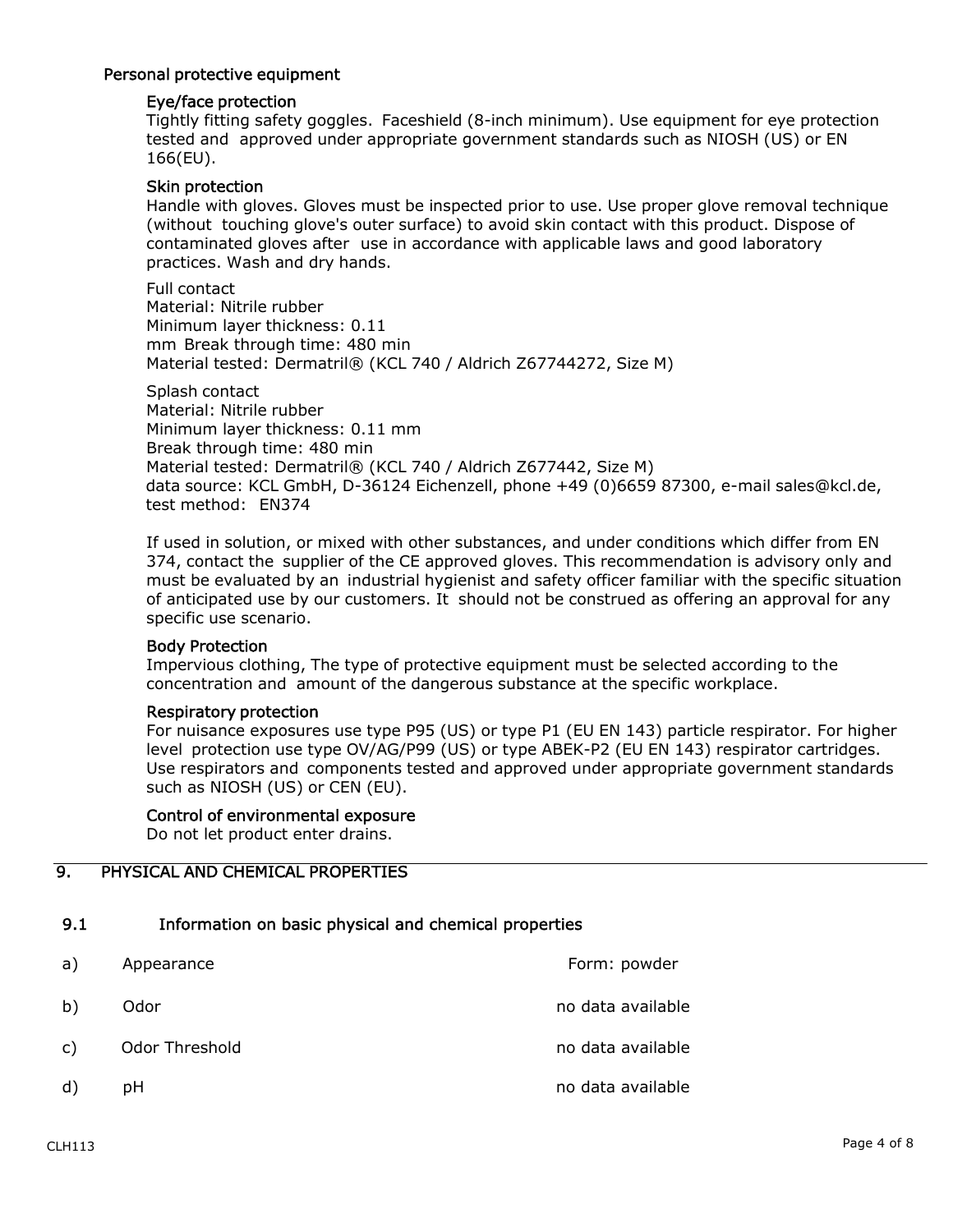### Personal protective equipment

#### Eye/face protection

Tightly fitting safety goggles. Faceshield (8-inch minimum). Use equipment for eye protection tested and approved under appropriate government standards such as NIOSH (US) or EN 166(EU).

#### Skin protection

Handle with gloves. Gloves must be inspected prior to use. Use proper glove removal technique (without touching glove's outer surface) to avoid skin contact with this product. Dispose of contaminated gloves after use in accordance with applicable laws and good laboratory practices. Wash and dry hands.

Full contact
Material: Nitrile rubber
Minimum layer thickness: 0.11
mm Break through time: 480 min
Material tested: Dermatril® (KCL 740 / Aldrich Z67744272, Size M)

Splash contact
Material: Nitrile rubber
Minimum layer thickness: 0.11 mm
Break through time: 480 min
Material tested: Dermatril® (KCL 740 / Aldrich Z677442, Size M)
data source: KCL GmbH, D-36124 Eichenzell, phone +49 (0)6659 87300, e-mail sales@kcl.de, test method: EN374

If used in solution, or mixed with other substances, and under conditions which differ from EN 374, contact the supplier of the CE approved gloves. This recommendation is advisory only and must be evaluated by an industrial hygienist and safety officer familiar with the specific situation of anticipated use by our customers. It should not be construed as offering an approval for any specific use scenario.

#### Body Protection

Impervious clothing, The type of protective equipment must be selected according to the concentration and amount of the dangerous substance at the specific workplace.

#### Respiratory protection

For nuisance exposures use type P95 (US) or type P1 (EU EN 143) particle respirator. For higher level protection use type OV/AG/P99 (US) or type ABEK-P2 (EU EN 143) respirator cartridges. Use respirators and components tested and approved under appropriate government standards such as NIOSH (US) or CEN (EU).

#### Control of environmental exposure

Do not let product enter drains.

## 9. PHYSICAL AND CHEMICAL PROPERTIES

### 9.1 Information on basic physical and chemical properties

| | | |
|---|---|---|
| a) | Appearance | Form: powder |
| b) | Odor | no data available |
| c) | Odor Threshold | no data available |
| d) | pH | no data available |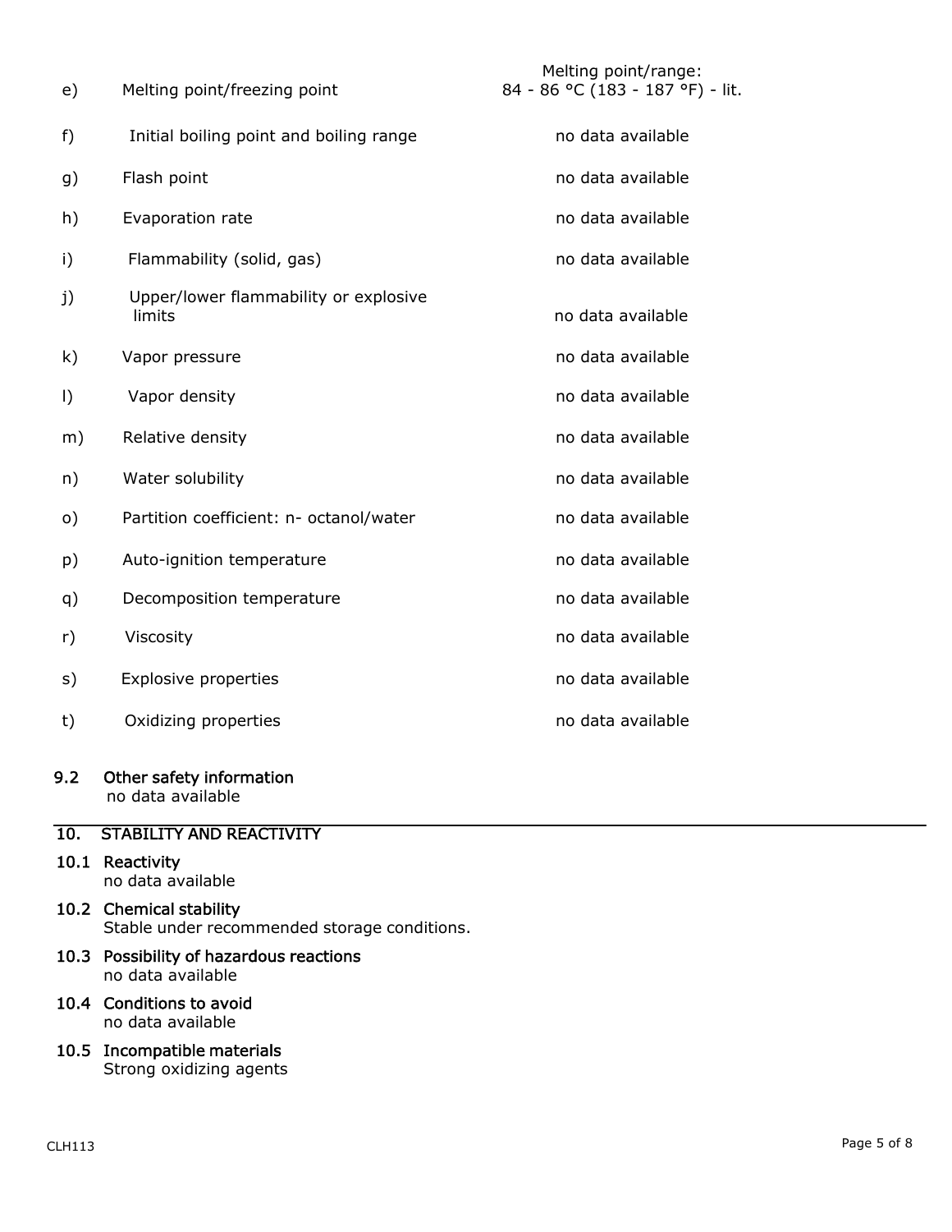| | | |
|---|---|---|
| e) | Melting point/freezing point | Melting point/range: 84 - 86 °C (183 - 187 °F) - lit. |
| f) | Initial boiling point and boiling range | no data available |
| g) | Flash point | no data available |
| h) | Evaporation rate | no data available |
| i) | Flammability (solid, gas) | no data available |
| j) | Upper/lower flammability or explosive limits | no data available |
| k) | Vapor pressure | no data available |
| l) | Vapor density | no data available |
| m) | Relative density | no data available |
| n) | Water solubility | no data available |
| o) | Partition coefficient: n- octanol/water | no data available |
| p) | Auto-ignition temperature | no data available |
| q) | Decomposition temperature | no data available |
| r) | Viscosity | no data available |
| s) | Explosive properties | no data available |
| t) | Oxidizing properties | no data available |

### 9.2 Other safety information

no data available

## 10. STABILITY AND REACTIVITY

### 10.1 Reactivity

no data available

### 10.2 Chemical stability

Stable under recommended storage conditions.

### 10.3 Possibility of hazardous reactions

no data available

### 10.4 Conditions to avoid

no data available

### 10.5 Incompatible materials

Strong oxidizing agents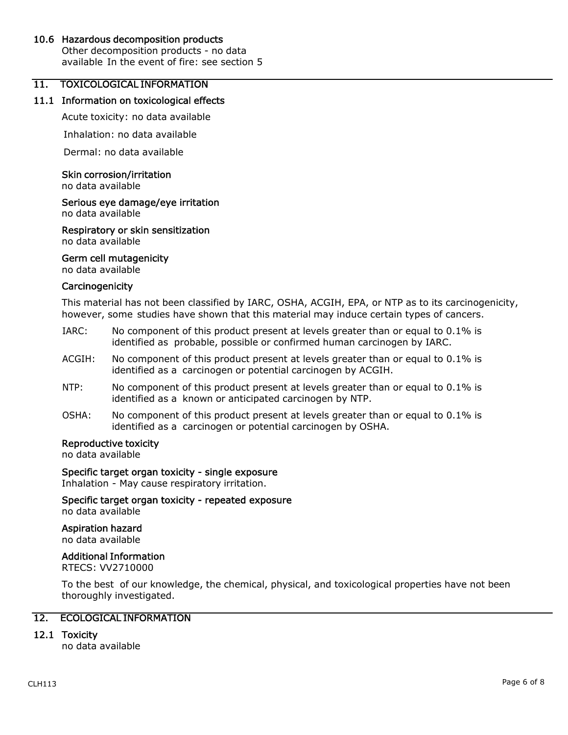### 10.6 Hazardous decomposition products

Other decomposition products - no data available In the event of fire: see section 5

## 11. TOXICOLOGICAL INFORMATION

### 11.1 Information on toxicological effects

Acute toxicity: no data available

Inhalation: no data available

Dermal: no data available

**Skin corrosion/irritation**
no data available

**Serious eye damage/eye irritation**
no data available

**Respiratory or skin sensitization**
no data available

**Germ cell mutagenicity**
no data available

**Carcinogenicity**

This material has not been classified by IARC, OSHA, ACGIH, EPA, or NTP as to its carcinogenicity, however, some studies have shown that this material may induce certain types of cancers.

IARC: No component of this product present at levels greater than or equal to 0.1% is identified as probable, possible or confirmed human carcinogen by IARC.

ACGIH: No component of this product present at levels greater than or equal to 0.1% is identified as a carcinogen or potential carcinogen by ACGIH.

NTP: No component of this product present at levels greater than or equal to 0.1% is identified as a known or anticipated carcinogen by NTP.

OSHA: No component of this product present at levels greater than or equal to 0.1% is identified as a carcinogen or potential carcinogen by OSHA.

**Reproductive toxicity**
no data available

**Specific target organ toxicity - single exposure**
Inhalation - May cause respiratory irritation.

**Specific target organ toxicity - repeated exposure**
no data available

**Aspiration hazard**
no data available

**Additional Information**
RTECS: VV2710000

To the best of our knowledge, the chemical, physical, and toxicological properties have not been thoroughly investigated.

## 12. ECOLOGICAL INFORMATION

### 12.1 Toxicity

no data available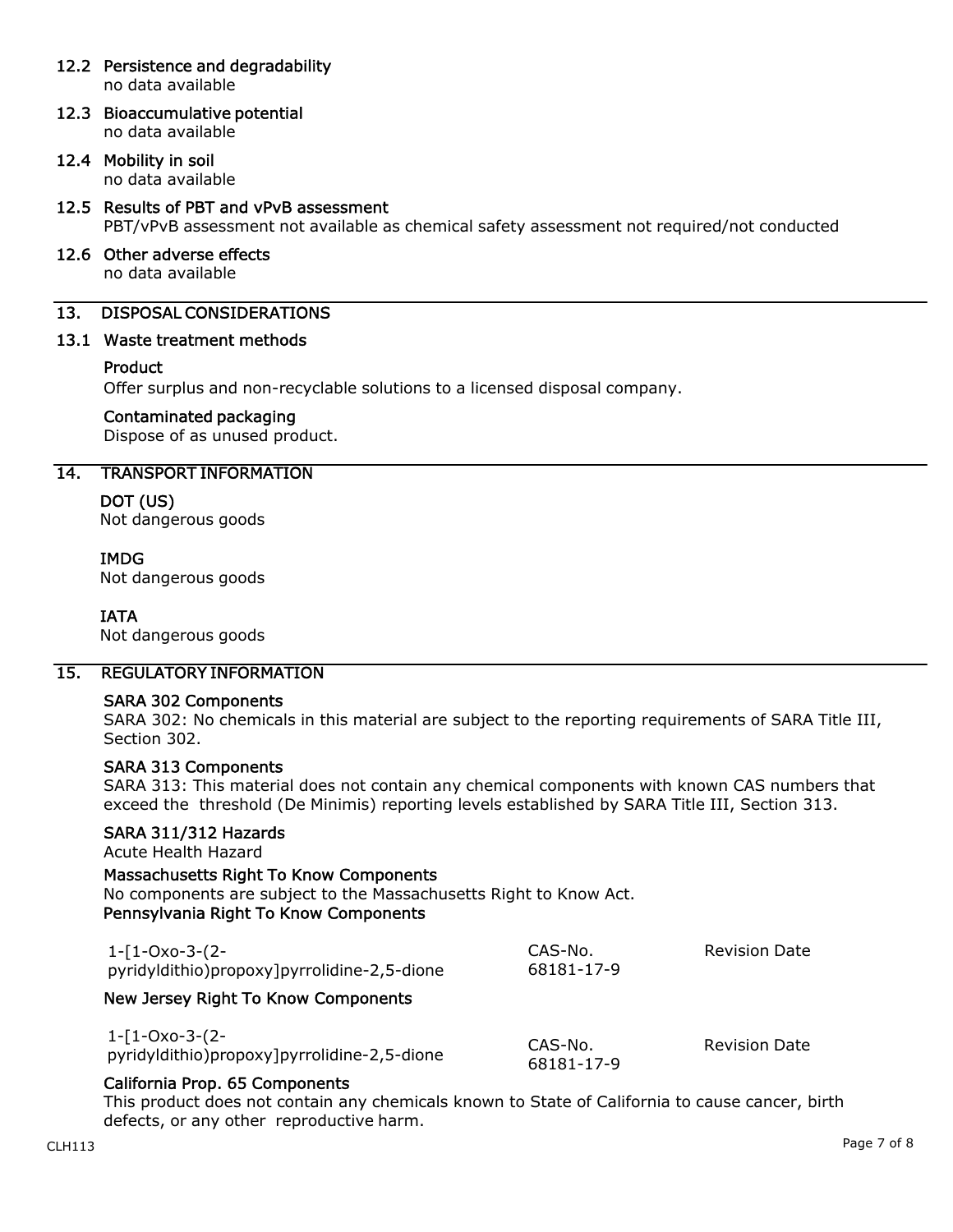### 12.2 Persistence and degradability

no data available

### 12.3 Bioaccumulative potential

no data available

### 12.4 Mobility in soil

no data available

### 12.5 Results of PBT and vPvB assessment

PBT/vPvB assessment not available as chemical safety assessment not required/not conducted

### 12.6 Other adverse effects

no data available

## 13. DISPOSAL CONSIDERATIONS

### 13.1 Waste treatment methods

**Product**

Offer surplus and non-recyclable solutions to a licensed disposal company.

**Contaminated packaging**

Dispose of as unused product.

## 14. TRANSPORT INFORMATION

**DOT (US)**

Not dangerous goods

**IMDG**

Not dangerous goods

**IATA**

Not dangerous goods

## 15. REGULATORY INFORMATION

**SARA 302 Components**

SARA 302: No chemicals in this material are subject to the reporting requirements of SARA Title III, Section 302.

**SARA 313 Components**

SARA 313: This material does not contain any chemical components with known CAS numbers that exceed the threshold (De Minimis) reporting levels established by SARA Title III, Section 313.

**SARA 311/312 Hazards**

Acute Health Hazard

**Massachusetts Right To Know Components**

No components are subject to the Massachusetts Right to Know Act.

**Pennsylvania Right To Know Components**

| | CAS-No. | Revision Date |
|---|---|---|
| 1-[1-Oxo-3-(2-pyridyldithio)propoxy]pyrrolidine-2,5-dione | 68181-17-9 | |

**New Jersey Right To Know Components**

| | CAS-No. | Revision Date |
|---|---|---|
| 1-[1-Oxo-3-(2-pyridyldithio)propoxy]pyrrolidine-2,5-dione | 68181-17-9 | |

**California Prop. 65 Components**

This product does not contain any chemicals known to State of California to cause cancer, birth defects, or any other reproductive harm.

CLH113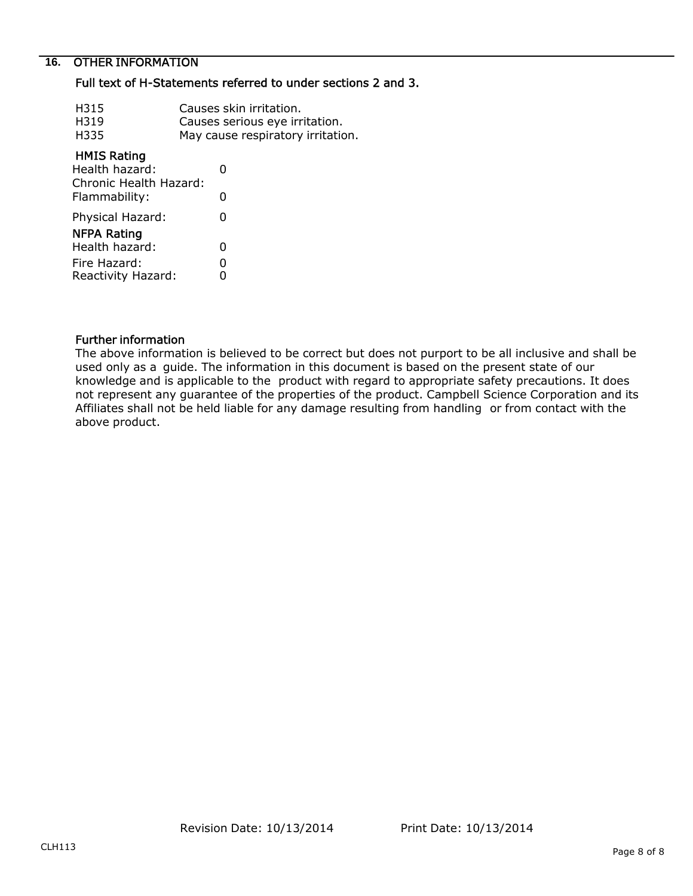## 16. OTHER INFORMATION

### Full text of H-Statements referred to under sections 2 and 3.

| | |
|---|---|
| H315 | Causes skin irritation. |
| H319 | Causes serious eye irritation. |
| H335 | May cause respiratory irritation. |

**HMIS Rating**

| | |
|---|---|
| Health hazard: | 0 |
| Chronic Health Hazard: | |
| Flammability: | 0 |
| Physical Hazard: | 0 |

**NFPA Rating**

| | |
|---|---|
| Health hazard: | 0 |
| Fire Hazard: | 0 |
| Reactivity Hazard: | 0 |

### Further information

The above information is believed to be correct but does not purport to be all inclusive and shall be used only as a guide. The information in this document is based on the present state of our knowledge and is applicable to the product with regard to appropriate safety precautions. It does not represent any guarantee of the properties of the product. Campbell Science Corporation and its Affiliates shall not be held liable for any damage resulting from handling or from contact with the above product.

Revision Date: 10/13/2014 Print Date: 10/13/2014

CLH113